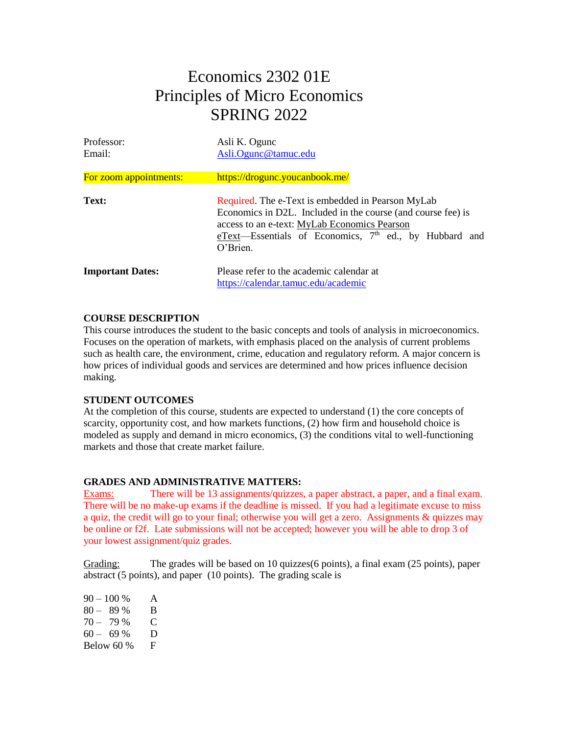# Economics 2302 01E
# Principles of Micro Economics
# SPRING 2022

Professor: Asli K. Ogunc
Email: Asli.Ogunc@tamuc.edu

For zoom appointments: https://drogunc.youcanbook.me/

**Text:** Required. The e-Text is embedded in Pearson MyLab Economics in D2L. Included in the course (and course fee) is access to an e-text: MyLab Economics Pearson eText—Essentials of Economics, 7th ed., by Hubbard and O'Brien.

**Important Dates:** Please refer to the academic calendar at https://calendar.tamuc.edu/academic

**COURSE DESCRIPTION**

This course introduces the student to the basic concepts and tools of analysis in microeconomics. Focuses on the operation of markets, with emphasis placed on the analysis of current problems such as health care, the environment, crime, education and regulatory reform. A major concern is how prices of individual goods and services are determined and how prices influence decision making.

**STUDENT OUTCOMES**

At the completion of this course, students are expected to understand (1) the core concepts of scarcity, opportunity cost, and how markets functions, (2) how firm and household choice is modeled as supply and demand in micro economics, (3) the conditions vital to well-functioning markets and those that create market failure.

**GRADES AND ADMINISTRATIVE MATTERS:**

Exams: There will be 13 assignments/quizzes, a paper abstract, a paper, and a final exam. There will be no make-up exams if the deadline is missed. If you had a legitimate excuse to miss a quiz, the credit will go to your final; otherwise you will get a zero. Assignments & quizzes may be online or f2f. Late submissions will not be accepted; however you will be able to drop 3 of your lowest assignment/quiz grades.

Grading: The grades will be based on 10 quizzes(6 points), a final exam (25 points), paper abstract (5 points), and paper (10 points). The grading scale is

| | |
|---|---|
| 90 – 100 % | A |
| 80 – 89 % | B |
| 70 – 79 % | C |
| 60 – 69 % | D |
| Below 60 % | F |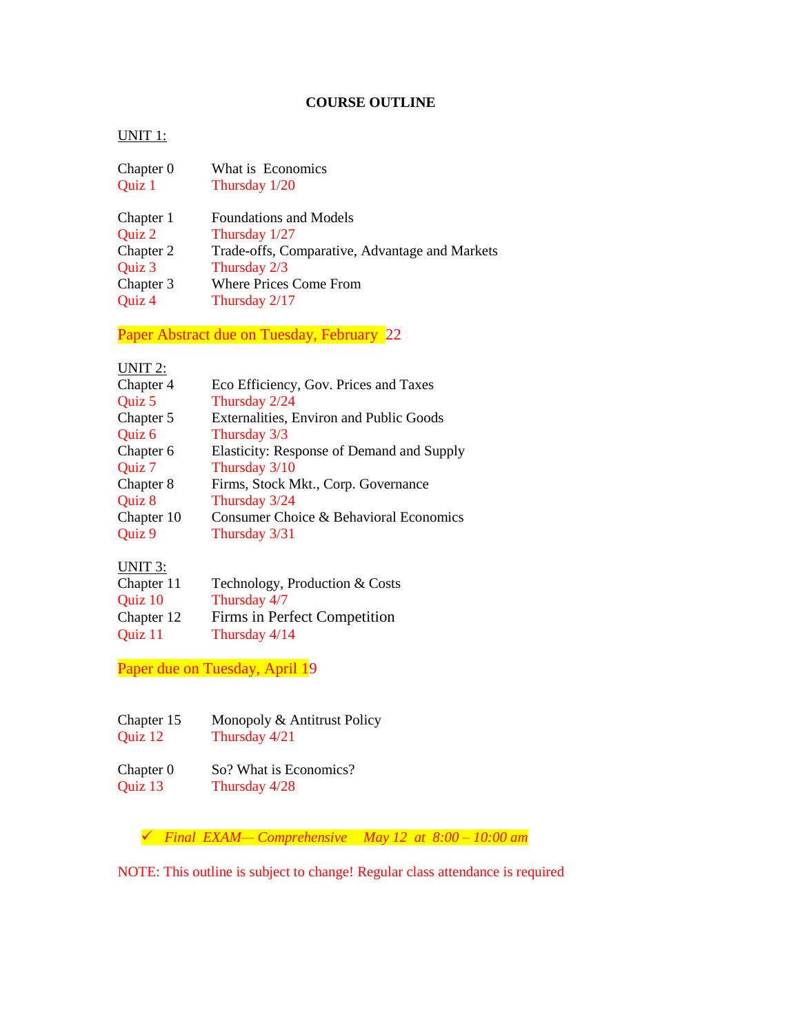**COURSE OUTLINE**

UNIT 1:

| | |
|---|---|
| Chapter 0 | What is Economics |
| Quiz 1 | Thursday 1/20 |
| | |
| Chapter 1 | Foundations and Models |
| Quiz 2 | Thursday 1/27 |
| Chapter 2 | Trade-offs, Comparative, Advantage and Markets |
| Quiz 3 | Thursday 2/3 |
| Chapter 3 | Where Prices Come From |
| Quiz 4 | Thursday 2/17 |

Paper Abstract due on Tuesday, February 22

UNIT 2:

| | |
|---|---|
| Chapter 4 | Eco Efficiency, Gov. Prices and Taxes |
| Quiz 5 | Thursday 2/24 |
| Chapter 5 | Externalities, Environ and Public Goods |
| Quiz 6 | Thursday 3/3 |
| Chapter 6 | Elasticity: Response of Demand and Supply |
| Quiz 7 | Thursday 3/10 |
| Chapter 8 | Firms, Stock Mkt., Corp. Governance |
| Quiz 8 | Thursday 3/24 |
| Chapter 10 | Consumer Choice & Behavioral Economics |
| Quiz 9 | Thursday 3/31 |

UNIT 3:

| | |
|---|---|
| Chapter 11 | Technology, Production & Costs |
| Quiz 10 | Thursday 4/7 |
| Chapter 12 | Firms in Perfect Competition |
| Quiz 11 | Thursday 4/14 |

Paper due on Tuesday, April 19

| | |
|---|---|
| Chapter 15 | Monopoly & Antitrust Policy |
| Quiz 12 | Thursday 4/21 |
| | |
| Chapter 0 | So? What is Economics? |
| Quiz 13 | Thursday 4/28 |

- ✓ *Final EXAM— Comprehensive May 12 at 8:00 – 10:00 am*

NOTE: This outline is subject to change! Regular class attendance is required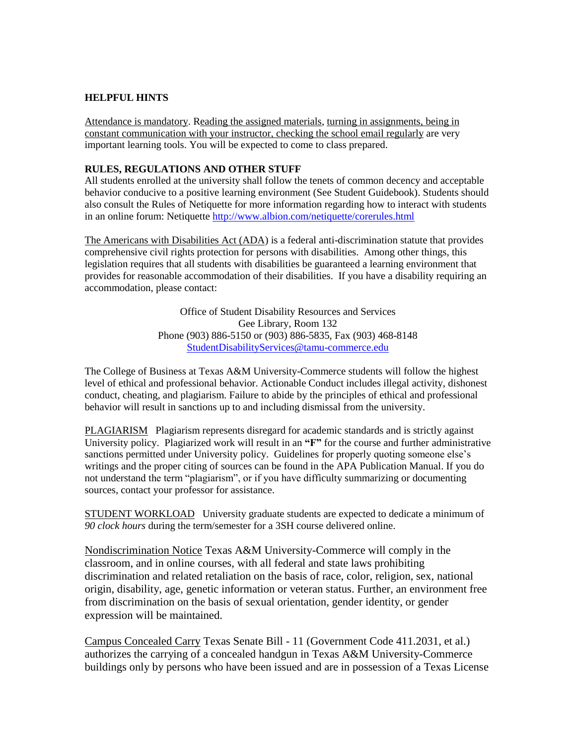**HELPFUL HINTS**

Attendance is mandatory. Reading the assigned materials, turning in assignments, being in constant communication with your instructor, checking the school email regularly are very important learning tools. You will be expected to come to class prepared.

**RULES, REGULATIONS AND OTHER STUFF**

All students enrolled at the university shall follow the tenets of common decency and acceptable behavior conducive to a positive learning environment (See Student Guidebook). Students should also consult the Rules of Netiquette for more information regarding how to interact with students in an online forum: Netiquette http://www.albion.com/netiquette/corerules.html

The Americans with Disabilities Act (ADA) is a federal anti-discrimination statute that provides comprehensive civil rights protection for persons with disabilities. Among other things, this legislation requires that all students with disabilities be guaranteed a learning environment that provides for reasonable accommodation of their disabilities. If you have a disability requiring an accommodation, please contact:

Office of Student Disability Resources and Services
Gee Library, Room 132
Phone (903) 886-5150 or (903) 886-5835, Fax (903) 468-8148
StudentDisabilityServices@tamu-commerce.edu

The College of Business at Texas A&M University-Commerce students will follow the highest level of ethical and professional behavior. Actionable Conduct includes illegal activity, dishonest conduct, cheating, and plagiarism. Failure to abide by the principles of ethical and professional behavior will result in sanctions up to and including dismissal from the university.

PLAGIARISM Plagiarism represents disregard for academic standards and is strictly against University policy. Plagiarized work will result in an **"F"** for the course and further administrative sanctions permitted under University policy. Guidelines for properly quoting someone else's writings and the proper citing of sources can be found in the APA Publication Manual. If you do not understand the term "plagiarism", or if you have difficulty summarizing or documenting sources, contact your professor for assistance.

STUDENT WORKLOAD University graduate students are expected to dedicate a minimum of *90 clock hours* during the term/semester for a 3SH course delivered online.

Nondiscrimination Notice Texas A&M University-Commerce will comply in the classroom, and in online courses, with all federal and state laws prohibiting discrimination and related retaliation on the basis of race, color, religion, sex, national origin, disability, age, genetic information or veteran status. Further, an environment free from discrimination on the basis of sexual orientation, gender identity, or gender expression will be maintained.

Campus Concealed Carry Texas Senate Bill - 11 (Government Code 411.2031, et al.) authorizes the carrying of a concealed handgun in Texas A&M University-Commerce buildings only by persons who have been issued and are in possession of a Texas License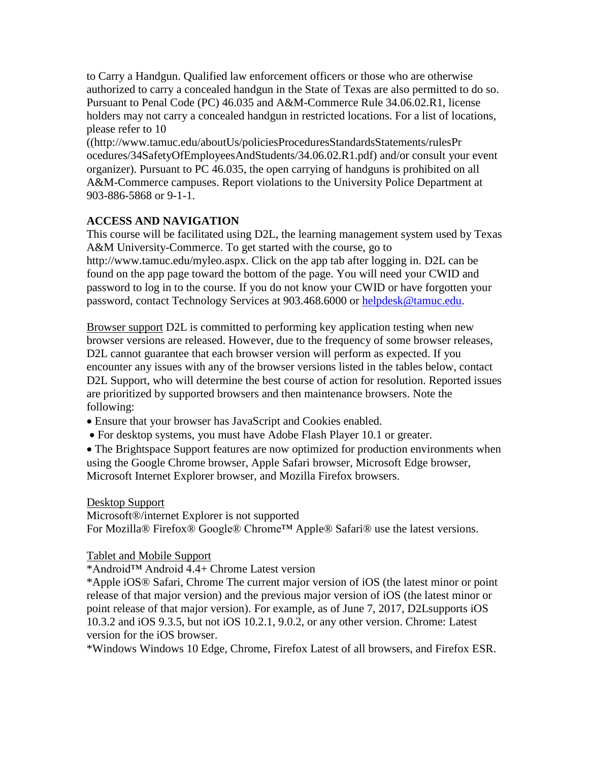to Carry a Handgun. Qualified law enforcement officers or those who are otherwise authorized to carry a concealed handgun in the State of Texas are also permitted to do so. Pursuant to Penal Code (PC) 46.035 and A&M-Commerce Rule 34.06.02.R1, license holders may not carry a concealed handgun in restricted locations. For a list of locations, please refer to 10 ((http://www.tamuc.edu/aboutUs/policiesProceduresStandardsStatements/rulesProcedures/34SafetyOfEmployeesAndStudents/34.06.02.R1.pdf) and/or consult your event organizer). Pursuant to PC 46.035, the open carrying of handguns is prohibited on all A&M-Commerce campuses. Report violations to the University Police Department at 903-886-5868 or 9-1-1.

**ACCESS AND NAVIGATION**

This course will be facilitated using D2L, the learning management system used by Texas A&M University-Commerce. To get started with the course, go to http://www.tamuc.edu/myleo.aspx. Click on the app tab after logging in. D2L can be found on the app page toward the bottom of the page. You will need your CWID and password to log in to the course. If you do not know your CWID or have forgotten your password, contact Technology Services at 903.468.6000 or helpdesk@tamuc.edu.

Browser support D2L is committed to performing key application testing when new browser versions are released. However, due to the frequency of some browser releases, D2L cannot guarantee that each browser version will perform as expected. If you encounter any issues with any of the browser versions listed in the tables below, contact D2L Support, who will determine the best course of action for resolution. Reported issues are prioritized by supported browsers and then maintenance browsers. Note the following:

- Ensure that your browser has JavaScript and Cookies enabled.
- For desktop systems, you must have Adobe Flash Player 10.1 or greater.
- The Brightspace Support features are now optimized for production environments when using the Google Chrome browser, Apple Safari browser, Microsoft Edge browser, Microsoft Internet Explorer browser, and Mozilla Firefox browsers.

Desktop Support

Microsoft®/internet Explorer is not supported

For Mozilla® Firefox® Google® Chrome™ Apple® Safari® use the latest versions.

Tablet and Mobile Support

*Android™ Android 4.4+ Chrome Latest version

*Apple iOS® Safari, Chrome The current major version of iOS (the latest minor or point release of that major version) and the previous major version of iOS (the latest minor or point release of that major version). For example, as of June 7, 2017, D2Lsupports iOS 10.3.2 and iOS 9.3.5, but not iOS 10.2.1, 9.0.2, or any other version. Chrome: Latest version for the iOS browser.

*Windows Windows 10 Edge, Chrome, Firefox Latest of all browsers, and Firefox ESR.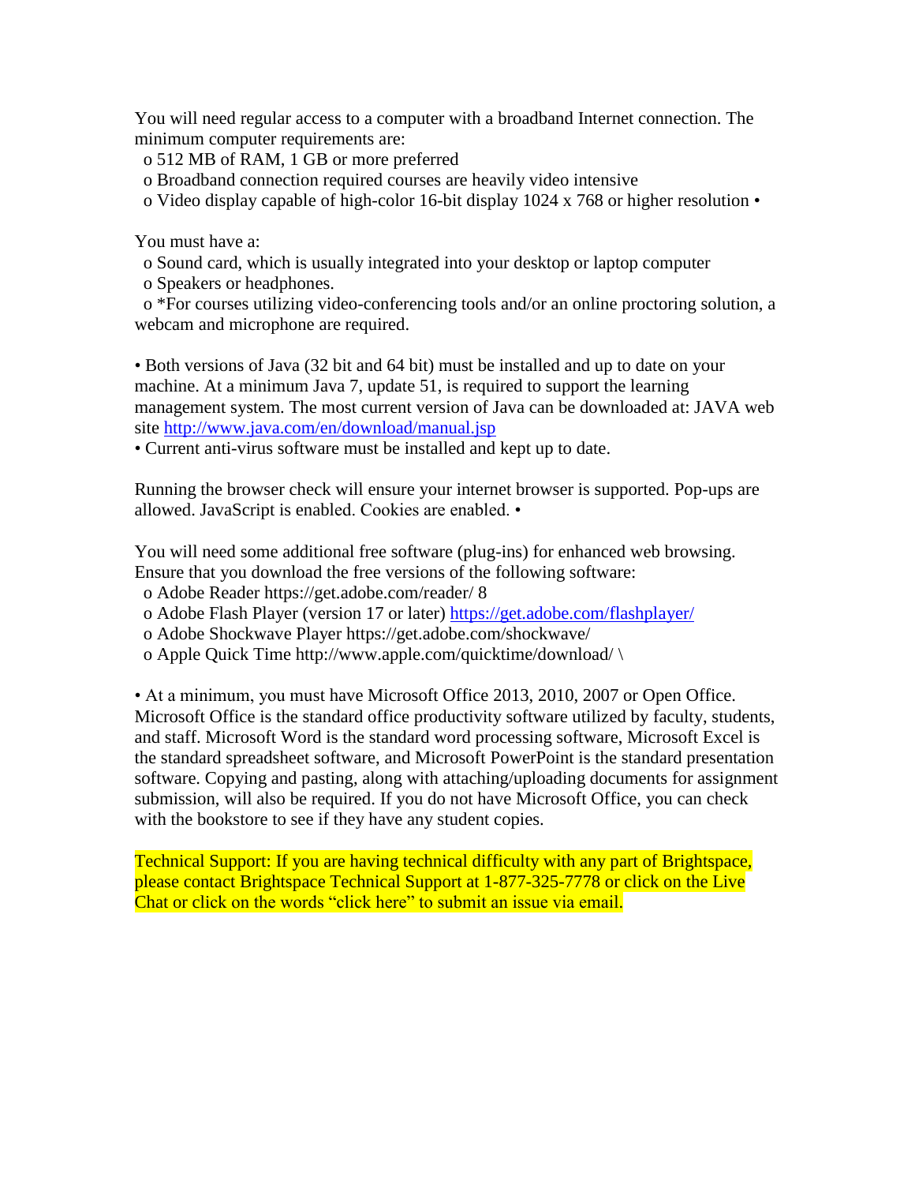You will need regular access to a computer with a broadband Internet connection. The minimum computer requirements are:

- o 512 MB of RAM, 1 GB or more preferred
- o Broadband connection required courses are heavily video intensive
- o Video display capable of high-color 16-bit display 1024 x 768 or higher resolution •

You must have a:

- o Sound card, which is usually integrated into your desktop or laptop computer
- o Speakers or headphones.
- o *For courses utilizing video-conferencing tools and/or an online proctoring solution, a webcam and microphone are required.

• Both versions of Java (32 bit and 64 bit) must be installed and up to date on your machine. At a minimum Java 7, update 51, is required to support the learning management system. The most current version of Java can be downloaded at: JAVA web site [http://www.java.com/en/download/manual.jsp](http://www.java.com/en/download/manual.jsp)

• Current anti-virus software must be installed and kept up to date.

Running the browser check will ensure your internet browser is supported. Pop-ups are allowed. JavaScript is enabled. Cookies are enabled. •

You will need some additional free software (plug-ins) for enhanced web browsing. Ensure that you download the free versions of the following software:

- o Adobe Reader https://get.adobe.com/reader/ 8
- o Adobe Flash Player (version 17 or later) [https://get.adobe.com/flashplayer/](https://get.adobe.com/flashplayer/)
- o Adobe Shockwave Player https://get.adobe.com/shockwave/
- o Apple Quick Time http://www.apple.com/quicktime/download/ \

• At a minimum, you must have Microsoft Office 2013, 2010, 2007 or Open Office. Microsoft Office is the standard office productivity software utilized by faculty, students, and staff. Microsoft Word is the standard word processing software, Microsoft Excel is the standard spreadsheet software, and Microsoft PowerPoint is the standard presentation software. Copying and pasting, along with attaching/uploading documents for assignment submission, will also be required. If you do not have Microsoft Office, you can check with the bookstore to see if they have any student copies.

Technical Support: If you are having technical difficulty with any part of Brightspace, please contact Brightspace Technical Support at 1-877-325-7778 or click on the Live Chat or click on the words “click here” to submit an issue via email.